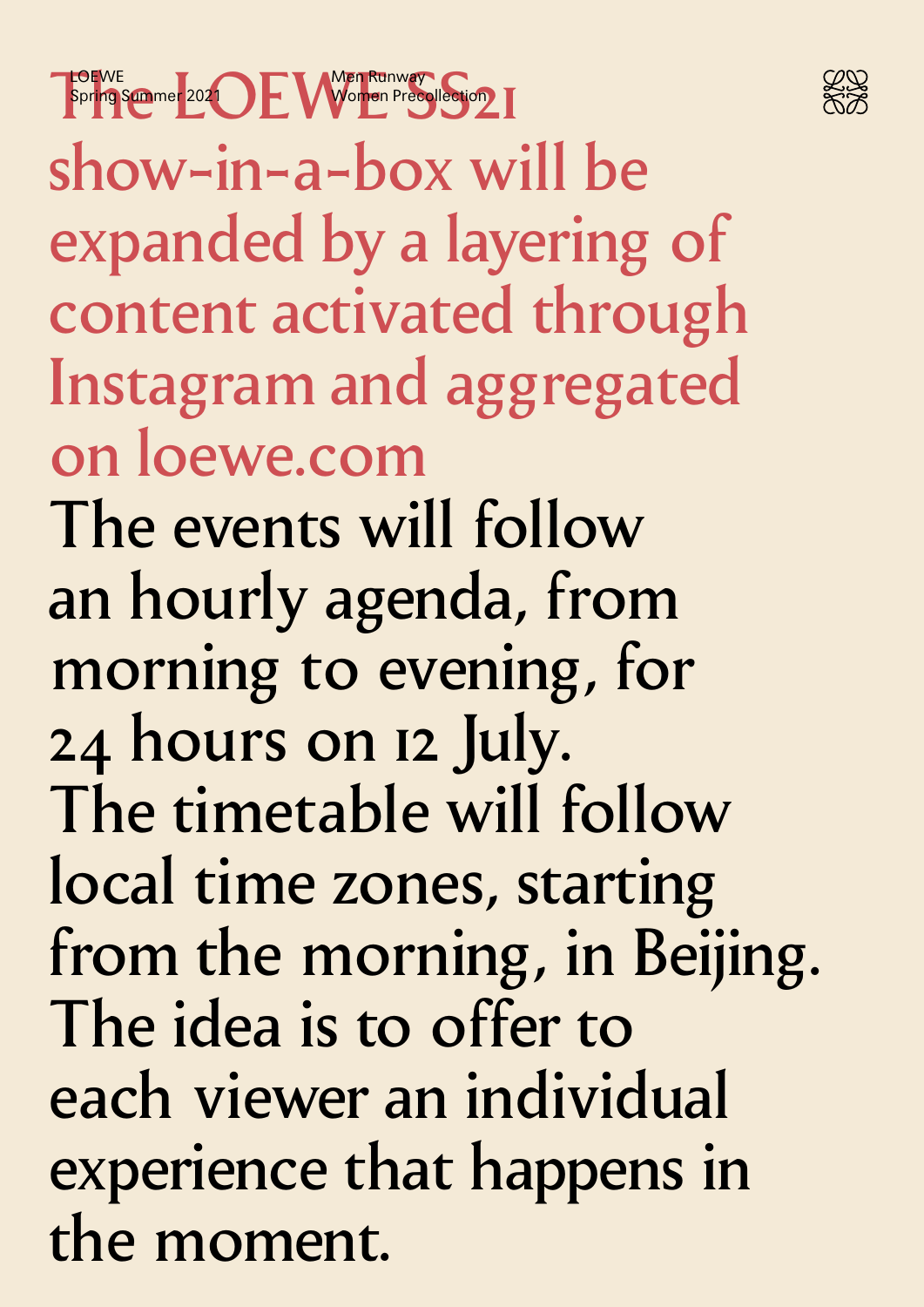LOEWE
Spring Summer 2021

Men Runway
Women Precollection

# The LOEWE SS21 show-in-a-box will be expanded by a layering of content activated through Instagram and aggregated on loewe.com

The events will follow an hourly agenda, from morning to evening, for 24 hours on 12 July. The timetable will follow local time zones, starting from the morning, in Beijing. The idea is to offer to each viewer an individual experience that happens in the moment.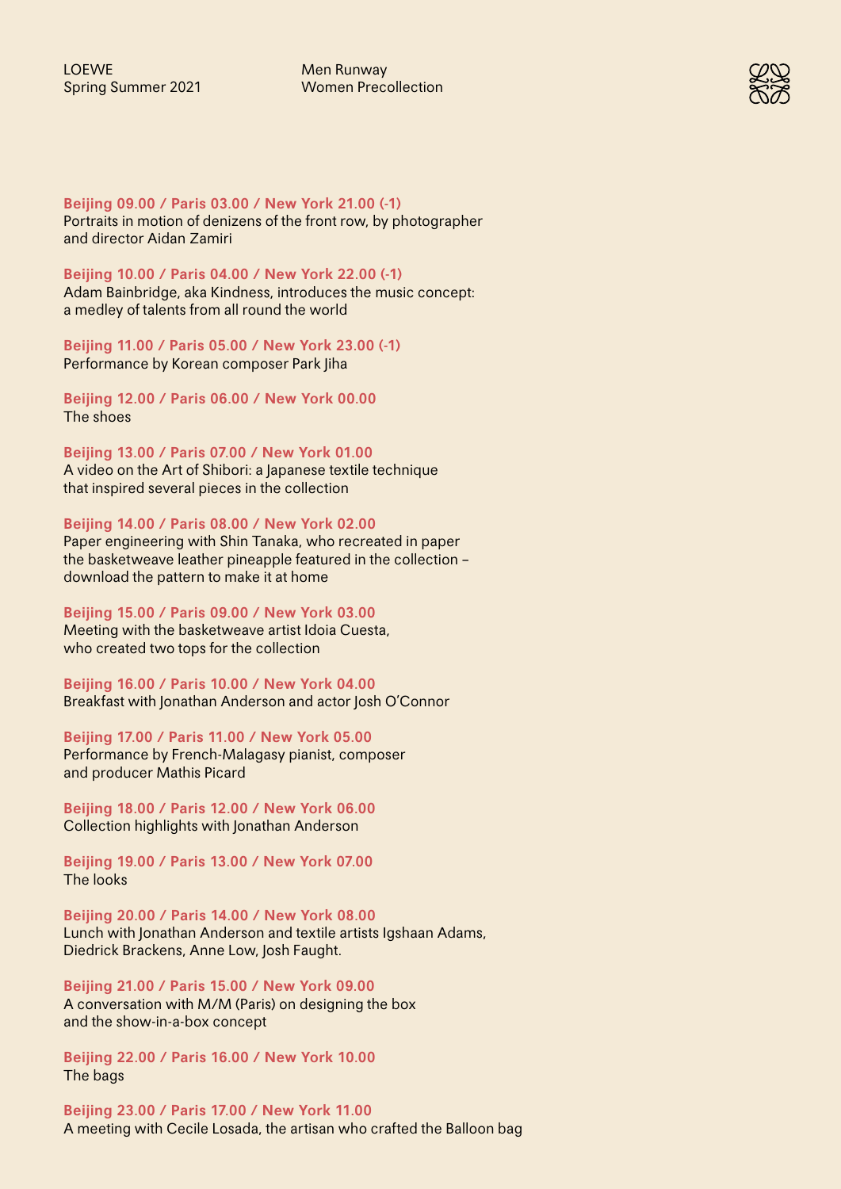**Beijing 09.00 / Paris 03.00 / New York 21.00 (-1)**
Portraits in motion of denizens of the front row, by photographer and director Aidan Zamiri

**Beijing 10.00 / Paris 04.00 / New York 22.00 (-1)**
Adam Bainbridge, aka Kindness, introduces the music concept: a medley of talents from all round the world

**Beijing 11.00 / Paris 05.00 / New York 23.00 (-1)**
Performance by Korean composer Park Jiha

**Beijing 12.00 / Paris 06.00 / New York 00.00**
The shoes

**Beijing 13.00 / Paris 07.00 / New York 01.00**
A video on the Art of Shibori: a Japanese textile technique that inspired several pieces in the collection

**Beijing 14.00 / Paris 08.00 / New York 02.00**
Paper engineering with Shin Tanaka, who recreated in paper the basketweave leather pineapple featured in the collection – download the pattern to make it at home

**Beijing 15.00 / Paris 09.00 / New York 03.00**
Meeting with the basketweave artist Idoia Cuesta, who created two tops for the collection

**Beijing 16.00 / Paris 10.00 / New York 04.00**
Breakfast with Jonathan Anderson and actor Josh O'Connor

**Beijing 17.00 / Paris 11.00 / New York 05.00**
Performance by French-Malagasy pianist, composer and producer Mathis Picard

**Beijing 18.00 / Paris 12.00 / New York 06.00**
Collection highlights with Jonathan Anderson

**Beijing 19.00 / Paris 13.00 / New York 07.00**
The looks

**Beijing 20.00 / Paris 14.00 / New York 08.00**
Lunch with Jonathan Anderson and textile artists Igshaan Adams, Diedrick Brackens, Anne Low, Josh Faught.

**Beijing 21.00 / Paris 15.00 / New York 09.00**
A conversation with M/M (Paris) on designing the box and the show-in-a-box concept

**Beijing 22.00 / Paris 16.00 / New York 10.00**
The bags

**Beijing 23.00 / Paris 17.00 / New York 11.00**
A meeting with Cecile Losada, the artisan who crafted the Balloon bag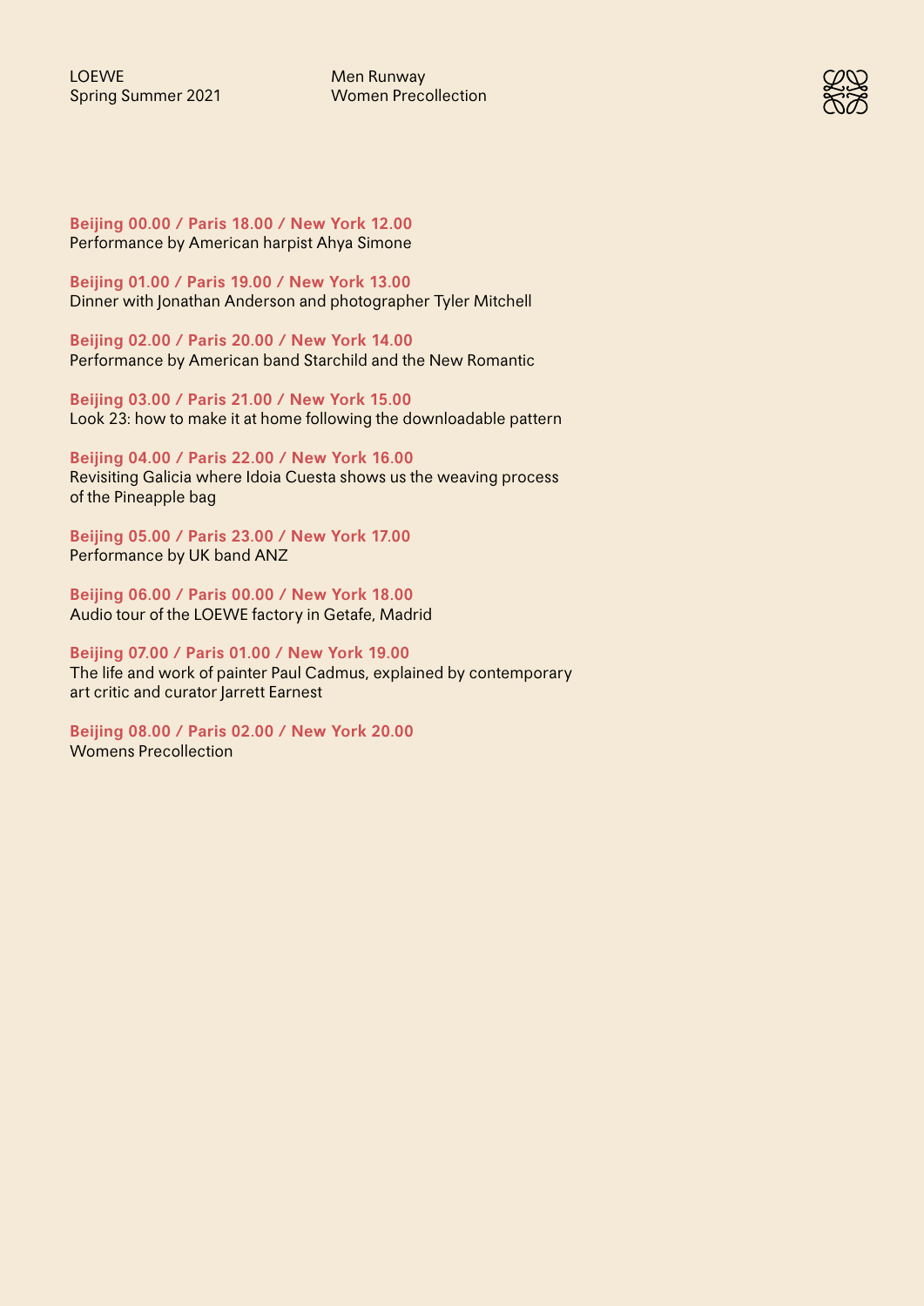**Beijing 00.00 / Paris 18.00 / New York 12.00**
Performance by American harpist Ahya Simone

**Beijing 01.00 / Paris 19.00 / New York 13.00**
Dinner with Jonathan Anderson and photographer Tyler Mitchell

**Beijing 02.00 / Paris 20.00 / New York 14.00**
Performance by American band Starchild and the New Romantic

**Beijing 03.00 / Paris 21.00 / New York 15.00**
Look 23: how to make it at home following the downloadable pattern

**Beijing 04.00 / Paris 22.00 / New York 16.00**
Revisiting Galicia where Idoia Cuesta shows us the weaving process of the Pineapple bag

**Beijing 05.00 / Paris 23.00 / New York 17.00**
Performance by UK band ANZ

**Beijing 06.00 / Paris 00.00 / New York 18.00**
Audio tour of the LOEWE factory in Getafe, Madrid

**Beijing 07.00 / Paris 01.00 / New York 19.00**
The life and work of painter Paul Cadmus, explained by contemporary art critic and curator Jarrett Earnest

**Beijing 08.00 / Paris 02.00 / New York 20.00**
Womens Precollection